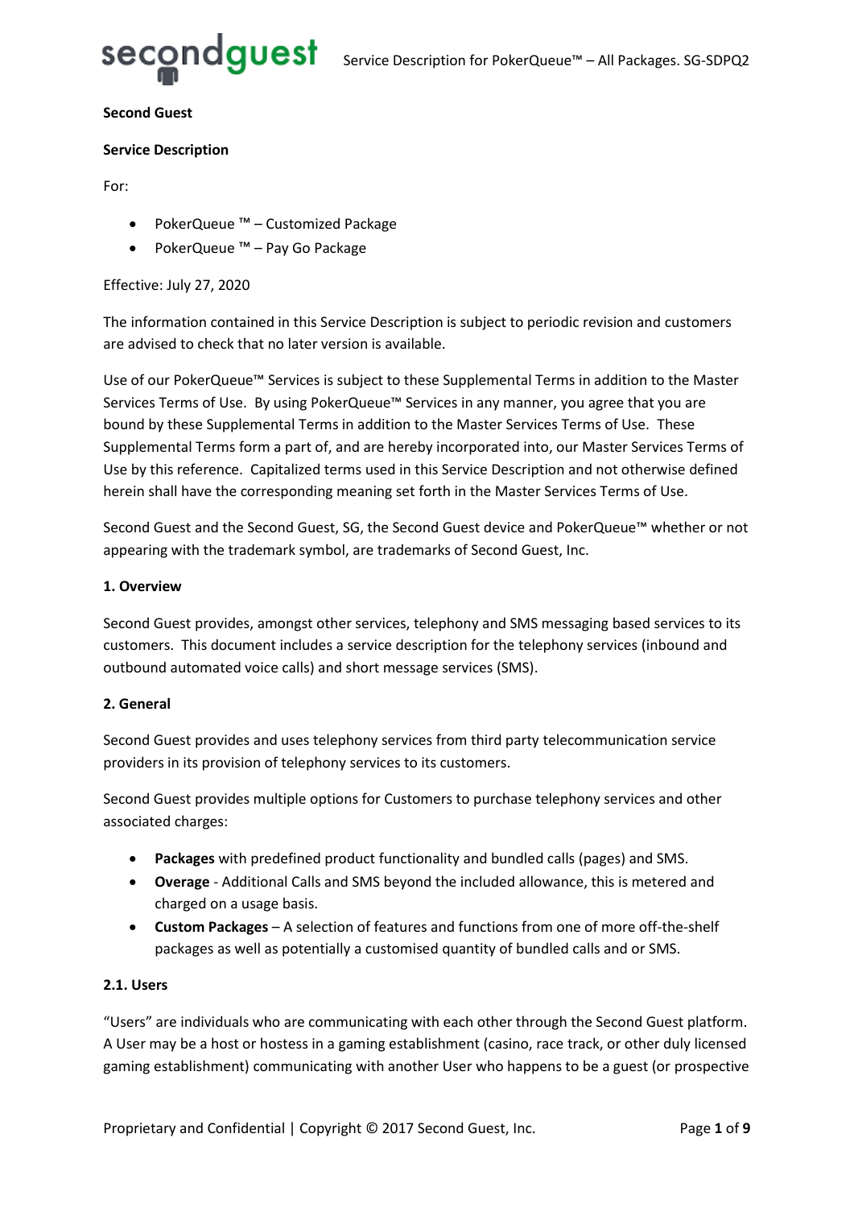**Second Guest**

**Service Description**

For:

- PokerQueue ™ – Customized Package
- PokerQueue ™ – Pay Go Package

Effective: July 27, 2020

The information contained in this Service Description is subject to periodic revision and customers are advised to check that no later version is available.

Use of our PokerQueue™ Services is subject to these Supplemental Terms in addition to the Master Services Terms of Use. By using PokerQueue™ Services in any manner, you agree that you are bound by these Supplemental Terms in addition to the Master Services Terms of Use. These Supplemental Terms form a part of, and are hereby incorporated into, our Master Services Terms of Use by this reference. Capitalized terms used in this Service Description and not otherwise defined herein shall have the corresponding meaning set forth in the Master Services Terms of Use.

Second Guest and the Second Guest, SG, the Second Guest device and PokerQueue™ whether or not appearing with the trademark symbol, are trademarks of Second Guest, Inc.

**1. Overview**

Second Guest provides, amongst other services, telephony and SMS messaging based services to its customers. This document includes a service description for the telephony services (inbound and outbound automated voice calls) and short message services (SMS).

**2. General**

Second Guest provides and uses telephony services from third party telecommunication service providers in its provision of telephony services to its customers.

Second Guest provides multiple options for Customers to purchase telephony services and other associated charges:

- **Packages** with predefined product functionality and bundled calls (pages) and SMS.
- **Overage** - Additional Calls and SMS beyond the included allowance, this is metered and charged on a usage basis.
- **Custom Packages** – A selection of features and functions from one of more off-the-shelf packages as well as potentially a customised quantity of bundled calls and or SMS.

**2.1. Users**

"Users" are individuals who are communicating with each other through the Second Guest platform. A User may be a host or hostess in a gaming establishment (casino, race track, or other duly licensed gaming establishment) communicating with another User who happens to be a guest (or prospective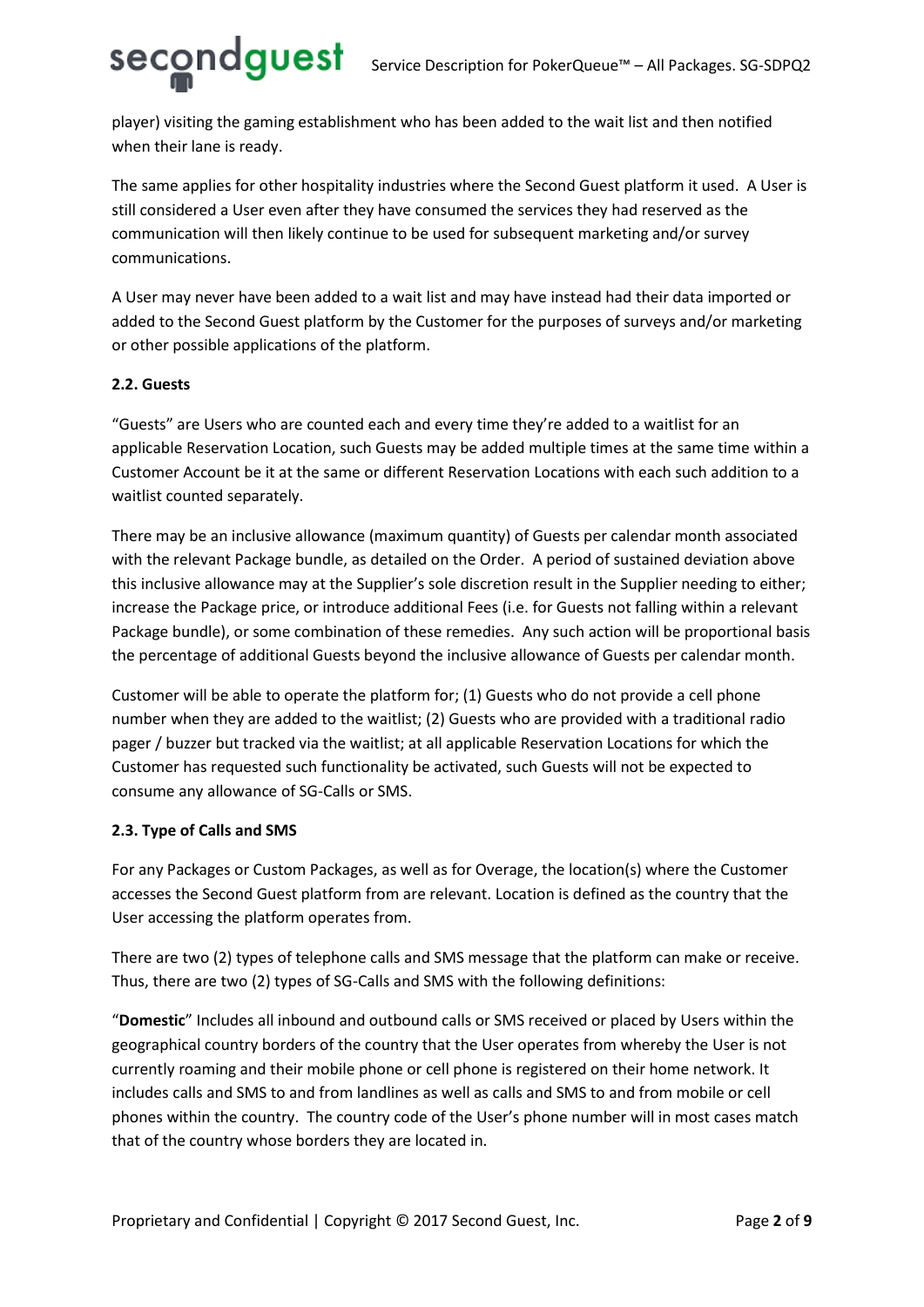player) visiting the gaming establishment who has been added to the wait list and then notified when their lane is ready.

The same applies for other hospitality industries where the Second Guest platform it used. A User is still considered a User even after they have consumed the services they had reserved as the communication will then likely continue to be used for subsequent marketing and/or survey communications.

A User may never have been added to a wait list and may have instead had their data imported or added to the Second Guest platform by the Customer for the purposes of surveys and/or marketing or other possible applications of the platform.

### 2.2. Guests

"Guests" are Users who are counted each and every time they're added to a waitlist for an applicable Reservation Location, such Guests may be added multiple times at the same time within a Customer Account be it at the same or different Reservation Locations with each such addition to a waitlist counted separately.

There may be an inclusive allowance (maximum quantity) of Guests per calendar month associated with the relevant Package bundle, as detailed on the Order. A period of sustained deviation above this inclusive allowance may at the Supplier's sole discretion result in the Supplier needing to either; increase the Package price, or introduce additional Fees (i.e. for Guests not falling within a relevant Package bundle), or some combination of these remedies. Any such action will be proportional basis the percentage of additional Guests beyond the inclusive allowance of Guests per calendar month.

Customer will be able to operate the platform for; (1) Guests who do not provide a cell phone number when they are added to the waitlist; (2) Guests who are provided with a traditional radio pager / buzzer but tracked via the waitlist; at all applicable Reservation Locations for which the Customer has requested such functionality be activated, such Guests will not be expected to consume any allowance of SG-Calls or SMS.

### 2.3. Type of Calls and SMS

For any Packages or Custom Packages, as well as for Overage, the location(s) where the Customer accesses the Second Guest platform from are relevant. Location is defined as the country that the User accessing the platform operates from.

There are two (2) types of telephone calls and SMS message that the platform can make or receive. Thus, there are two (2) types of SG-Calls and SMS with the following definitions:

"**Domestic**" Includes all inbound and outbound calls or SMS received or placed by Users within the geographical country borders of the country that the User operates from whereby the User is not currently roaming and their mobile phone or cell phone is registered on their home network. It includes calls and SMS to and from landlines as well as calls and SMS to and from mobile or cell phones within the country. The country code of the User's phone number will in most cases match that of the country whose borders they are located in.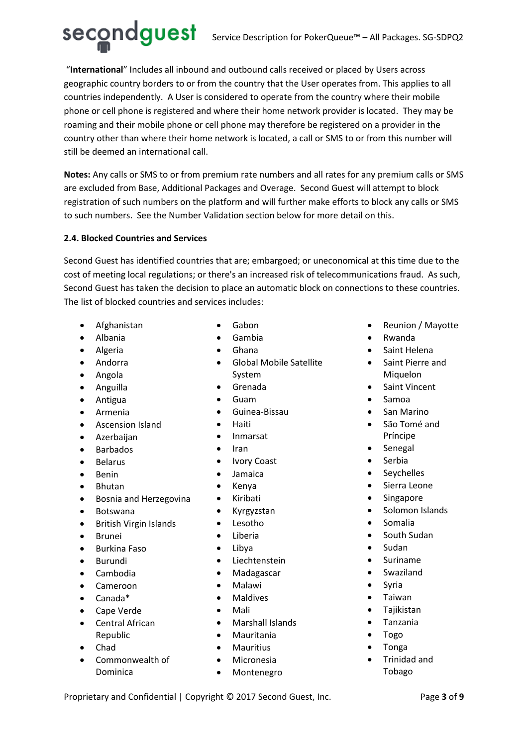"**International**" Includes all inbound and outbound calls received or placed by Users across geographic country borders to or from the country that the User operates from. This applies to all countries independently. A User is considered to operate from the country where their mobile phone or cell phone is registered and where their home network provider is located. They may be roaming and their mobile phone or cell phone may therefore be registered on a provider in the country other than where their home network is located, a call or SMS to or from this number will still be deemed an international call.

**Notes:** Any calls or SMS to or from premium rate numbers and all rates for any premium calls or SMS are excluded from Base, Additional Packages and Overage. Second Guest will attempt to block registration of such numbers on the platform and will further make efforts to block any calls or SMS to such numbers. See the Number Validation section below for more detail on this.

### 2.4. Blocked Countries and Services

Second Guest has identified countries that are; embargoed; or uneconomical at this time due to the cost of meeting local regulations; or there's an increased risk of telecommunications fraud. As such, Second Guest has taken the decision to place an automatic block on connections to these countries. The list of blocked countries and services includes:

- Afghanistan
- Albania
- Algeria
- Andorra
- Angola
- Anguilla
- Antigua
- Armenia
- Ascension Island
- Azerbaijan
- Barbados
- Belarus
- Benin
- Bhutan
- Bosnia and Herzegovina
- Botswana
- British Virgin Islands
- Brunei
- Burkina Faso
- Burundi
- Cambodia
- Cameroon
- Canada*
- Cape Verde
- Central African Republic
- Chad
- Commonwealth of Dominica
- Gabon
- Gambia
- Ghana
- Global Mobile Satellite System
- Grenada
- Guam
- Guinea-Bissau
- Haiti
- Inmarsat
- Iran
- Ivory Coast
- Jamaica
- Kenya
- Kiribati
- Kyrgyzstan
- Lesotho
- Liberia
- Libya
- Liechtenstein
- Madagascar
- Malawi
- Maldives
- Mali
- Marshall Islands
- Mauritania
- Mauritius
- Micronesia
- Montenegro
- Reunion / Mayotte
- Rwanda
- Saint Helena
- Saint Pierre and Miquelon
- Saint Vincent
- Samoa
- San Marino
- São Tomé and Príncipe
- Senegal
- Serbia
- Seychelles
- Sierra Leone
- Singapore
- Solomon Islands
- Somalia
- South Sudan
- Sudan
- Suriname
- Swaziland
- Syria
- Taiwan
- Tajikistan
- Tanzania
- Togo
- Tonga
- Trinidad and Tobago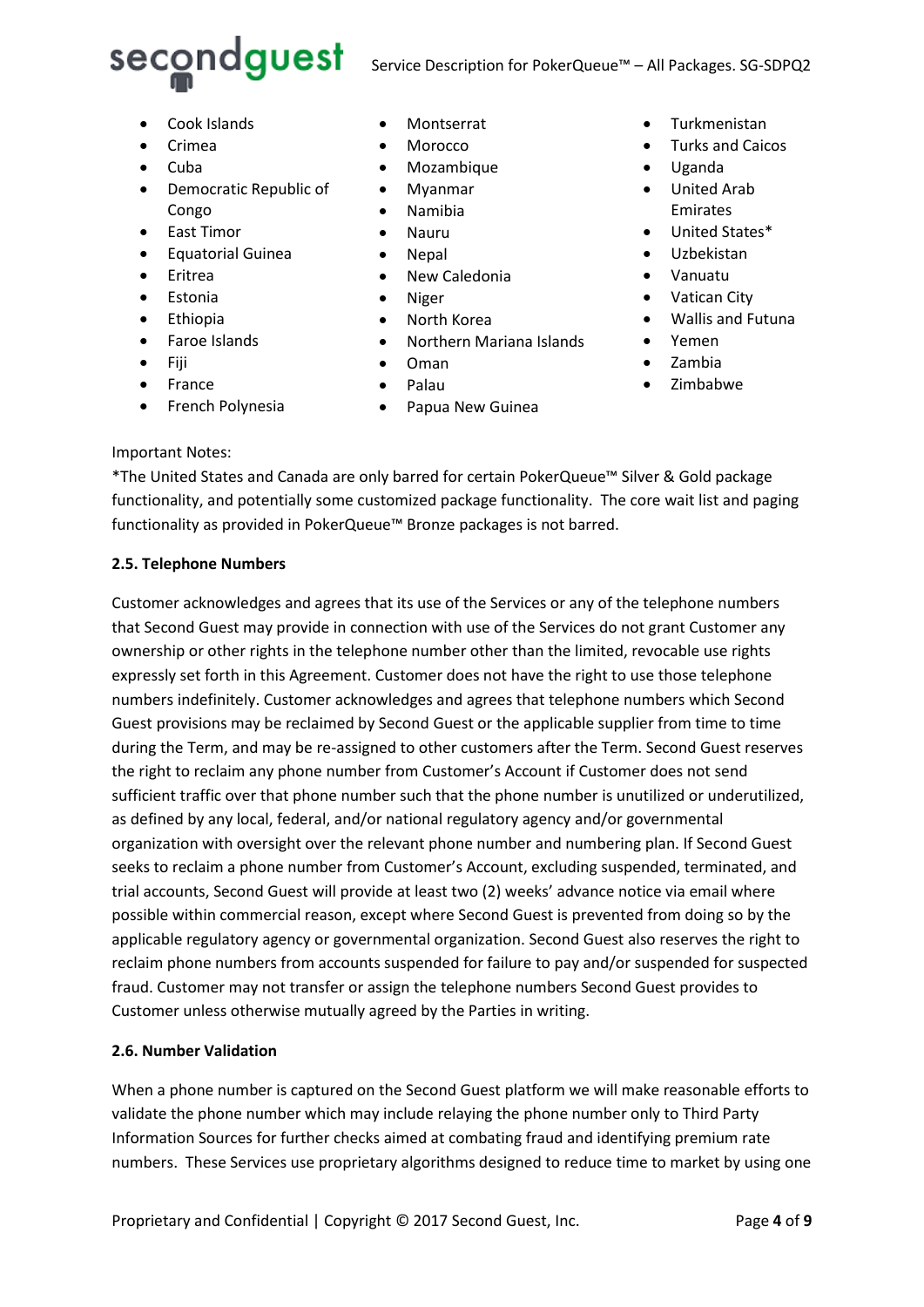- Cook Islands
- Crimea
- Cuba
- Democratic Republic of Congo
- East Timor
- Equatorial Guinea
- Eritrea
- Estonia
- Ethiopia
- Faroe Islands
- Fiji
- France
- French Polynesia
- Montserrat
- Morocco
- Mozambique
- Myanmar
- Namibia
- Nauru
- Nepal
- New Caledonia
- Niger
- North Korea
- Northern Mariana Islands
- Oman
- Palau
- Papua New Guinea
- Turkmenistan
- Turks and Caicos
- Uganda
- United Arab Emirates
- United States*
- Uzbekistan
- Vanuatu
- Vatican City
- Wallis and Futuna
- Yemen
- Zambia
- Zimbabwe

Important Notes:
*The United States and Canada are only barred for certain PokerQueue™ Silver & Gold package functionality, and potentially some customized package functionality. The core wait list and paging functionality as provided in PokerQueue™ Bronze packages is not barred.

**2.5. Telephone Numbers**

Customer acknowledges and agrees that its use of the Services or any of the telephone numbers that Second Guest may provide in connection with use of the Services do not grant Customer any ownership or other rights in the telephone number other than the limited, revocable use rights expressly set forth in this Agreement. Customer does not have the right to use those telephone numbers indefinitely. Customer acknowledges and agrees that telephone numbers which Second Guest provisions may be reclaimed by Second Guest or the applicable supplier from time to time during the Term, and may be re-assigned to other customers after the Term. Second Guest reserves the right to reclaim any phone number from Customer's Account if Customer does not send sufficient traffic over that phone number such that the phone number is unutilized or underutilized, as defined by any local, federal, and/or national regulatory agency and/or governmental organization with oversight over the relevant phone number and numbering plan. If Second Guest seeks to reclaim a phone number from Customer's Account, excluding suspended, terminated, and trial accounts, Second Guest will provide at least two (2) weeks' advance notice via email where possible within commercial reason, except where Second Guest is prevented from doing so by the applicable regulatory agency or governmental organization. Second Guest also reserves the right to reclaim phone numbers from accounts suspended for failure to pay and/or suspended for suspected fraud. Customer may not transfer or assign the telephone numbers Second Guest provides to Customer unless otherwise mutually agreed by the Parties in writing.

**2.6. Number Validation**

When a phone number is captured on the Second Guest platform we will make reasonable efforts to validate the phone number which may include relaying the phone number only to Third Party Information Sources for further checks aimed at combating fraud and identifying premium rate numbers. These Services use proprietary algorithms designed to reduce time to market by using one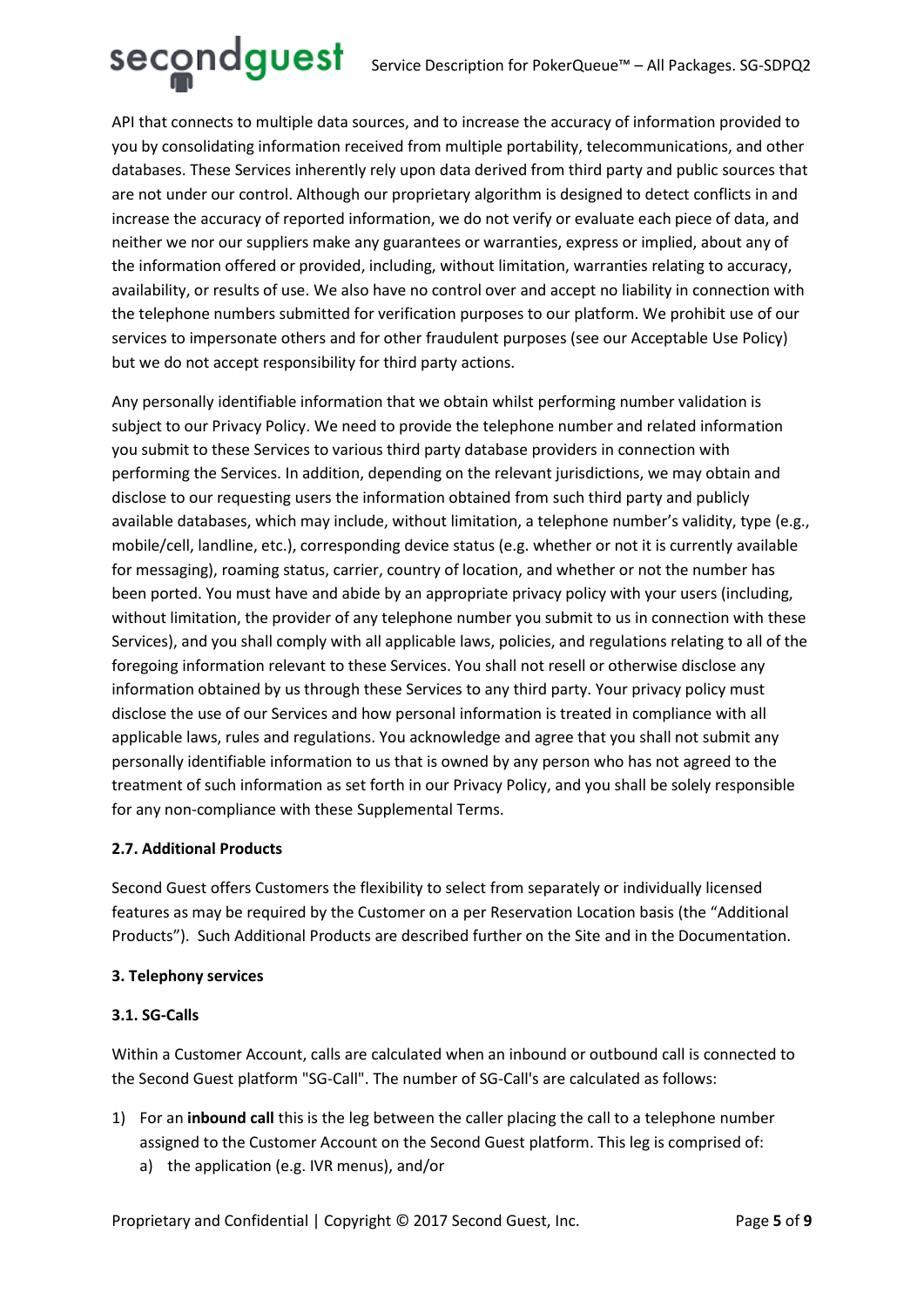API that connects to multiple data sources, and to increase the accuracy of information provided to you by consolidating information received from multiple portability, telecommunications, and other databases. These Services inherently rely upon data derived from third party and public sources that are not under our control. Although our proprietary algorithm is designed to detect conflicts in and increase the accuracy of reported information, we do not verify or evaluate each piece of data, and neither we nor our suppliers make any guarantees or warranties, express or implied, about any of the information offered or provided, including, without limitation, warranties relating to accuracy, availability, or results of use. We also have no control over and accept no liability in connection with the telephone numbers submitted for verification purposes to our platform. We prohibit use of our services to impersonate others and for other fraudulent purposes (see our Acceptable Use Policy) but we do not accept responsibility for third party actions.

Any personally identifiable information that we obtain whilst performing number validation is subject to our Privacy Policy. We need to provide the telephone number and related information you submit to these Services to various third party database providers in connection with performing the Services. In addition, depending on the relevant jurisdictions, we may obtain and disclose to our requesting users the information obtained from such third party and publicly available databases, which may include, without limitation, a telephone number's validity, type (e.g., mobile/cell, landline, etc.), corresponding device status (e.g. whether or not it is currently available for messaging), roaming status, carrier, country of location, and whether or not the number has been ported. You must have and abide by an appropriate privacy policy with your users (including, without limitation, the provider of any telephone number you submit to us in connection with these Services), and you shall comply with all applicable laws, policies, and regulations relating to all of the foregoing information relevant to these Services. You shall not resell or otherwise disclose any information obtained by us through these Services to any third party. Your privacy policy must disclose the use of our Services and how personal information is treated in compliance with all applicable laws, rules and regulations. You acknowledge and agree that you shall not submit any personally identifiable information to us that is owned by any person who has not agreed to the treatment of such information as set forth in our Privacy Policy, and you shall be solely responsible for any non-compliance with these Supplemental Terms.

#### 2.7. Additional Products

Second Guest offers Customers the flexibility to select from separately or individually licensed features as may be required by the Customer on a per Reservation Location basis (the "Additional Products"). Such Additional Products are described further on the Site and in the Documentation.

### 3. Telephony services

#### 3.1. SG-Calls

Within a Customer Account, calls are calculated when an inbound or outbound call is connected to the Second Guest platform "SG-Call". The number of SG-Call's are calculated as follows:

1) For an **inbound call** this is the leg between the caller placing the call to a telephone number assigned to the Customer Account on the Second Guest platform. This leg is comprised of:
   a) the application (e.g. IVR menus), and/or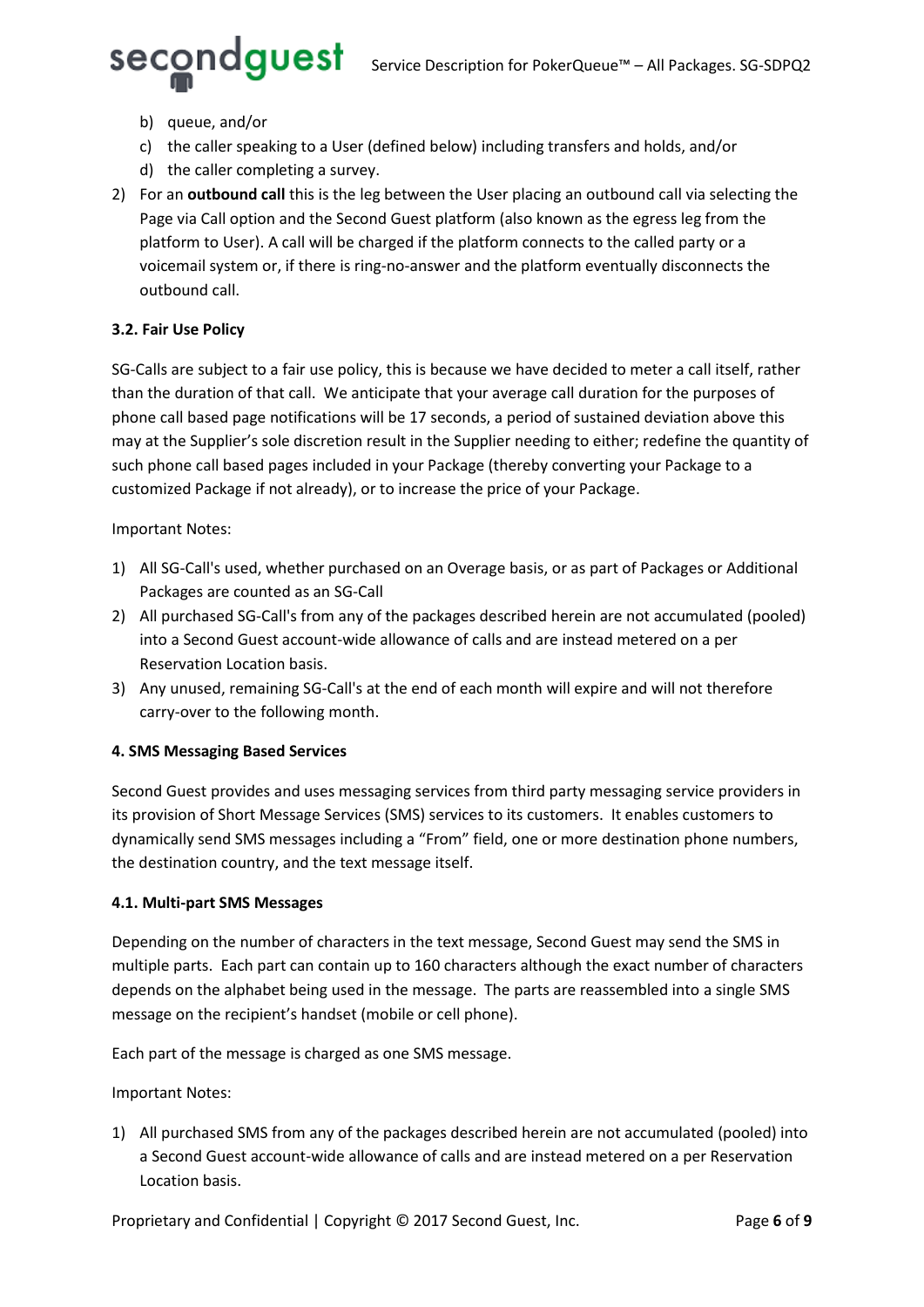b) queue, and/or
c) the caller speaking to a User (defined below) including transfers and holds, and/or
d) the caller completing a survey.

2) For an **outbound call** this is the leg between the User placing an outbound call via selecting the Page via Call option and the Second Guest platform (also known as the egress leg from the platform to User). A call will be charged if the platform connects to the called party or a voicemail system or, if there is ring-no-answer and the platform eventually disconnects the outbound call.

### 3.2. Fair Use Policy

SG-Calls are subject to a fair use policy, this is because we have decided to meter a call itself, rather than the duration of that call. We anticipate that your average call duration for the purposes of phone call based page notifications will be 17 seconds, a period of sustained deviation above this may at the Supplier's sole discretion result in the Supplier needing to either; redefine the quantity of such phone call based pages included in your Package (thereby converting your Package to a customized Package if not already), or to increase the price of your Package.

Important Notes:

1) All SG-Call's used, whether purchased on an Overage basis, or as part of Packages or Additional Packages are counted as an SG-Call
2) All purchased SG-Call's from any of the packages described herein are not accumulated (pooled) into a Second Guest account-wide allowance of calls and are instead metered on a per Reservation Location basis.
3) Any unused, remaining SG-Call's at the end of each month will expire and will not therefore carry-over to the following month.

## 4. SMS Messaging Based Services

Second Guest provides and uses messaging services from third party messaging service providers in its provision of Short Message Services (SMS) services to its customers. It enables customers to dynamically send SMS messages including a "From" field, one or more destination phone numbers, the destination country, and the text message itself.

### 4.1. Multi-part SMS Messages

Depending on the number of characters in the text message, Second Guest may send the SMS in multiple parts. Each part can contain up to 160 characters although the exact number of characters depends on the alphabet being used in the message. The parts are reassembled into a single SMS message on the recipient's handset (mobile or cell phone).

Each part of the message is charged as one SMS message.

Important Notes:

1) All purchased SMS from any of the packages described herein are not accumulated (pooled) into a Second Guest account-wide allowance of calls and are instead metered on a per Reservation Location basis.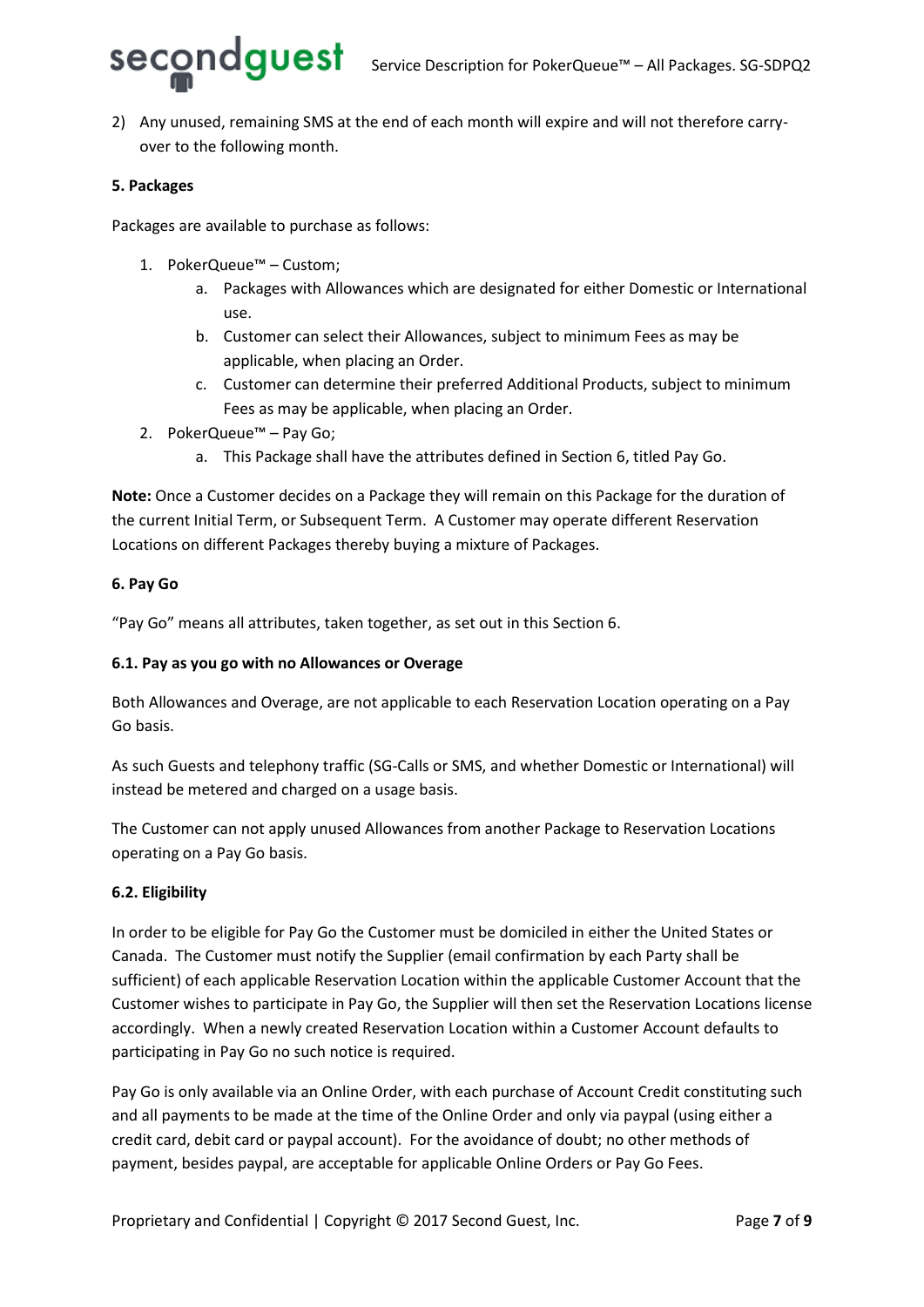2) Any unused, remaining SMS at the end of each month will expire and will not therefore carry-over to the following month.

**5. Packages**

Packages are available to purchase as follows:

1. PokerQueue™ – Custom;
    a. Packages with Allowances which are designated for either Domestic or International use.
    b. Customer can select their Allowances, subject to minimum Fees as may be applicable, when placing an Order.
    c. Customer can determine their preferred Additional Products, subject to minimum Fees as may be applicable, when placing an Order.
2. PokerQueue™ – Pay Go;
    a. This Package shall have the attributes defined in Section 6, titled Pay Go.

**Note:** Once a Customer decides on a Package they will remain on this Package for the duration of the current Initial Term, or Subsequent Term. A Customer may operate different Reservation Locations on different Packages thereby buying a mixture of Packages.

**6. Pay Go**

"Pay Go" means all attributes, taken together, as set out in this Section 6.

**6.1. Pay as you go with no Allowances or Overage**

Both Allowances and Overage, are not applicable to each Reservation Location operating on a Pay Go basis.

As such Guests and telephony traffic (SG-Calls or SMS, and whether Domestic or International) will instead be metered and charged on a usage basis.

The Customer can not apply unused Allowances from another Package to Reservation Locations operating on a Pay Go basis.

**6.2. Eligibility**

In order to be eligible for Pay Go the Customer must be domiciled in either the United States or Canada. The Customer must notify the Supplier (email confirmation by each Party shall be sufficient) of each applicable Reservation Location within the applicable Customer Account that the Customer wishes to participate in Pay Go, the Supplier will then set the Reservation Locations license accordingly. When a newly created Reservation Location within a Customer Account defaults to participating in Pay Go no such notice is required.

Pay Go is only available via an Online Order, with each purchase of Account Credit constituting such and all payments to be made at the time of the Online Order and only via paypal (using either a credit card, debit card or paypal account). For the avoidance of doubt; no other methods of payment, besides paypal, are acceptable for applicable Online Orders or Pay Go Fees.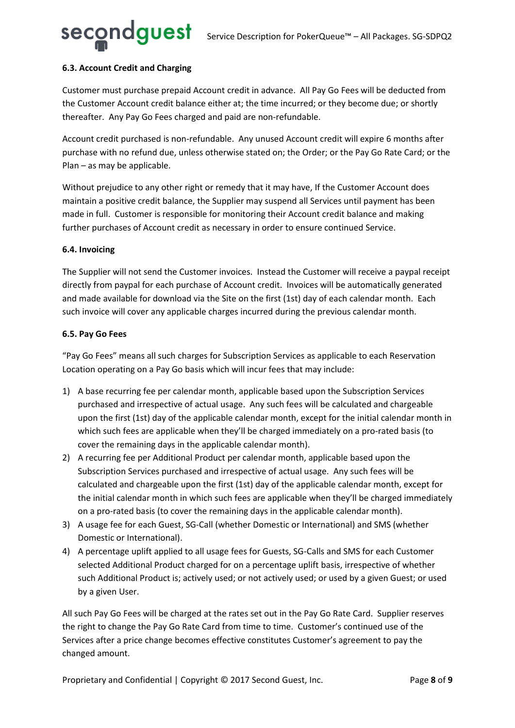### 6.3. Account Credit and Charging

Customer must purchase prepaid Account credit in advance. All Pay Go Fees will be deducted from the Customer Account credit balance either at; the time incurred; or they become due; or shortly thereafter. Any Pay Go Fees charged and paid are non-refundable.

Account credit purchased is non-refundable. Any unused Account credit will expire 6 months after purchase with no refund due, unless otherwise stated on; the Order; or the Pay Go Rate Card; or the Plan – as may be applicable.

Without prejudice to any other right or remedy that it may have, If the Customer Account does maintain a positive credit balance, the Supplier may suspend all Services until payment has been made in full. Customer is responsible for monitoring their Account credit balance and making further purchases of Account credit as necessary in order to ensure continued Service.

### 6.4. Invoicing

The Supplier will not send the Customer invoices. Instead the Customer will receive a paypal receipt directly from paypal for each purchase of Account credit. Invoices will be automatically generated and made available for download via the Site on the first (1st) day of each calendar month. Each such invoice will cover any applicable charges incurred during the previous calendar month.

### 6.5. Pay Go Fees

"Pay Go Fees" means all such charges for Subscription Services as applicable to each Reservation Location operating on a Pay Go basis which will incur fees that may include:

1) A base recurring fee per calendar month, applicable based upon the Subscription Services purchased and irrespective of actual usage. Any such fees will be calculated and chargeable upon the first (1st) day of the applicable calendar month, except for the initial calendar month in which such fees are applicable when they'll be charged immediately on a pro-rated basis (to cover the remaining days in the applicable calendar month).
2) A recurring fee per Additional Product per calendar month, applicable based upon the Subscription Services purchased and irrespective of actual usage. Any such fees will be calculated and chargeable upon the first (1st) day of the applicable calendar month, except for the initial calendar month in which such fees are applicable when they'll be charged immediately on a pro-rated basis (to cover the remaining days in the applicable calendar month).
3) A usage fee for each Guest, SG-Call (whether Domestic or International) and SMS (whether Domestic or International).
4) A percentage uplift applied to all usage fees for Guests, SG-Calls and SMS for each Customer selected Additional Product charged for on a percentage uplift basis, irrespective of whether such Additional Product is; actively used; or not actively used; or used by a given Guest; or used by a given User.

All such Pay Go Fees will be charged at the rates set out in the Pay Go Rate Card. Supplier reserves the right to change the Pay Go Rate Card from time to time. Customer's continued use of the Services after a price change becomes effective constitutes Customer's agreement to pay the changed amount.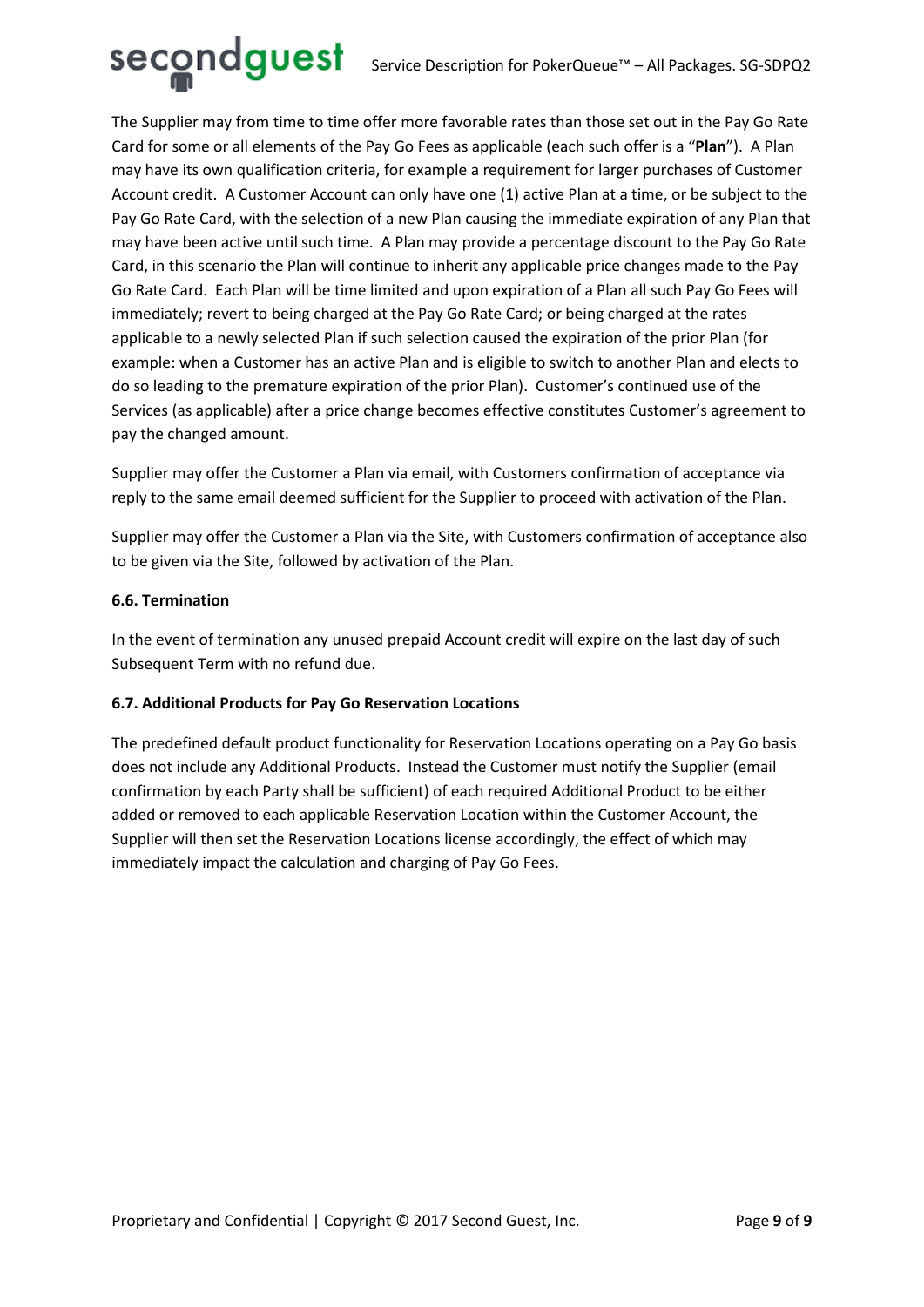The Supplier may from time to time offer more favorable rates than those set out in the Pay Go Rate Card for some or all elements of the Pay Go Fees as applicable (each such offer is a "**Plan**"). A Plan may have its own qualification criteria, for example a requirement for larger purchases of Customer Account credit. A Customer Account can only have one (1) active Plan at a time, or be subject to the Pay Go Rate Card, with the selection of a new Plan causing the immediate expiration of any Plan that may have been active until such time. A Plan may provide a percentage discount to the Pay Go Rate Card, in this scenario the Plan will continue to inherit any applicable price changes made to the Pay Go Rate Card. Each Plan will be time limited and upon expiration of a Plan all such Pay Go Fees will immediately; revert to being charged at the Pay Go Rate Card; or being charged at the rates applicable to a newly selected Plan if such selection caused the expiration of the prior Plan (for example: when a Customer has an active Plan and is eligible to switch to another Plan and elects to do so leading to the premature expiration of the prior Plan). Customer's continued use of the Services (as applicable) after a price change becomes effective constitutes Customer's agreement to pay the changed amount.

Supplier may offer the Customer a Plan via email, with Customers confirmation of acceptance via reply to the same email deemed sufficient for the Supplier to proceed with activation of the Plan.

Supplier may offer the Customer a Plan via the Site, with Customers confirmation of acceptance also to be given via the Site, followed by activation of the Plan.

#### 6.6. Termination

In the event of termination any unused prepaid Account credit will expire on the last day of such Subsequent Term with no refund due.

#### 6.7. Additional Products for Pay Go Reservation Locations

The predefined default product functionality for Reservation Locations operating on a Pay Go basis does not include any Additional Products. Instead the Customer must notify the Supplier (email confirmation by each Party shall be sufficient) of each required Additional Product to be either added or removed to each applicable Reservation Location within the Customer Account, the Supplier will then set the Reservation Locations license accordingly, the effect of which may immediately impact the calculation and charging of Pay Go Fees.